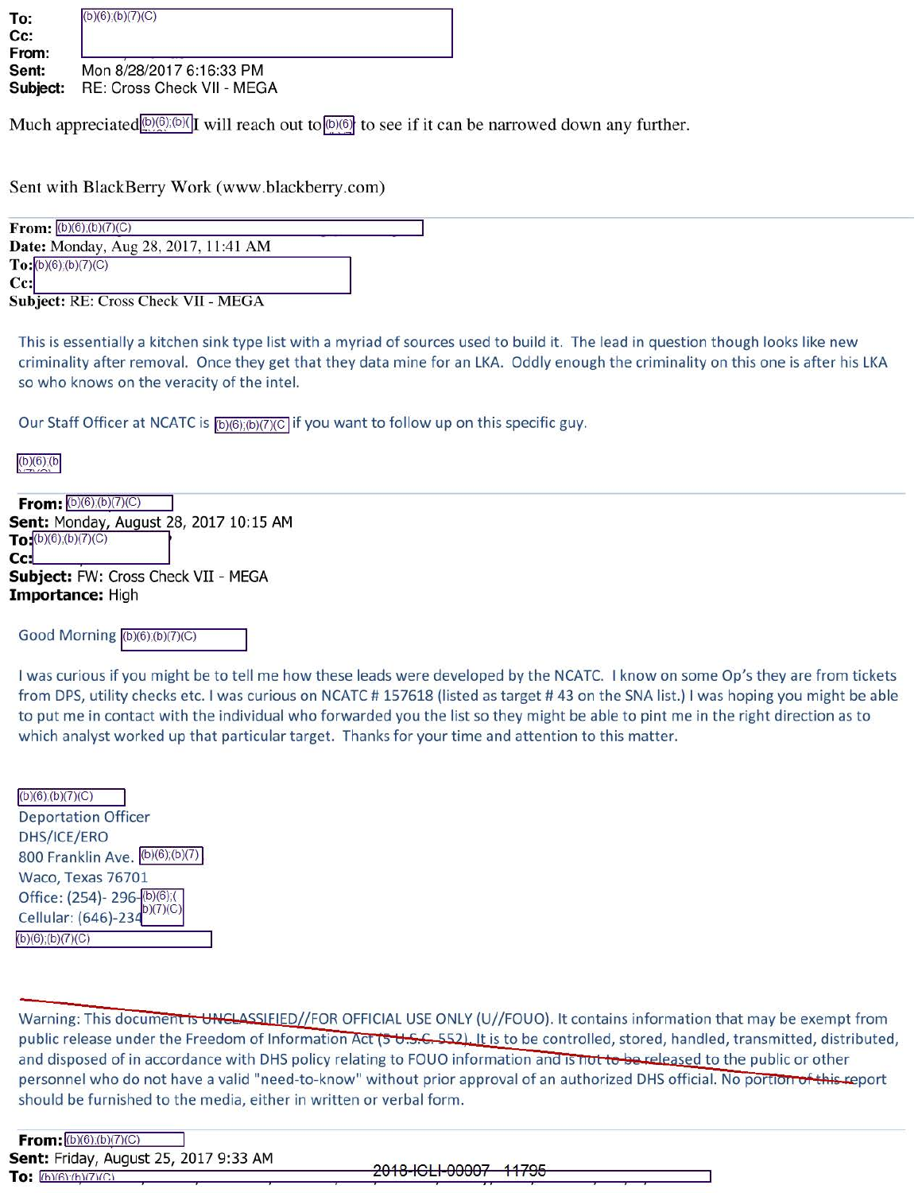**To:** (b)(6);(b)(7)(C)
**Cc:**
**From:**
**Sent:** Mon 8/28/2017 6:16:33 PM
**Subject:** RE: Cross Check VII - MEGA

Much appreciated (b)(6);(b)( I will reach out to (b)(6) to see if it can be narrowed down any further.

Sent with BlackBerry Work (www.blackberry.com)

---

**From:** (b)(6);(b)(7)(C)
**Date:** Monday, Aug 28, 2017, 11:41 AM
**To:** (b)(6);(b)(7)(C)
**Cc:**
**Subject:** RE: Cross Check VII - MEGA

This is essentially a kitchen sink type list with a myriad of sources used to build it. The lead in question though looks like new criminality after removal. Once they get that they data mine for an LKA. Oddly enough the criminality on this one is after his LKA so who knows on the veracity of the intel.

Our Staff Officer at NCATC is (b)(6);(b)(7)(C if you want to follow up on this specific guy.

(b)(6);(b)(7)(C)

---

**From:** (b)(6);(b)(7)(C)
**Sent:** Monday, August 28, 2017 10:15 AM
**To:** (b)(6);(b)(7)(C)
**Cc:**
**Subject:** FW: Cross Check VII - MEGA
**Importance:** High

Good Morning (b)(6);(b)(7)(C)

I was curious if you might be to tell me how these leads were developed by the NCATC. I know on some Op's they are from tickets from DPS, utility checks etc. I was curious on NCATC # 157618 (listed as target # 43 on the SNA list.) I was hoping you might be able to put me in contact with the individual who forwarded you the list so they might be able to pint me in the right direction as to which analyst worked up that particular target. Thanks for your time and attention to this matter.

(b)(6);(b)(7)(C)
Deportation Officer
DHS/ICE/ERO
800 Franklin Ave. (b)(6);(b)(7)
Waco, Texas 76701
Office: (254)- 296-(b)(6);(b)(7)(C)
Cellular: (646)-234
(b)(6);(b)(7)(C)

~~Warning: This document is UNCLASSIFIED//FOR OFFICIAL USE ONLY (U//FOUO). It contains information that may be exempt from public release under the Freedom of Information Act (5 U.S.C. 552). It is to be controlled, stored, handled, transmitted, distributed, and disposed of in accordance with DHS policy relating to FOUO information and is not to be released to the public or other personnel who do not have a valid "need-to-know" without prior approval of an authorized DHS official. No portion of this report should be furnished to the media, either in written or verbal form.~~

---

**From:** (b)(6);(b)(7)(C)
**Sent:** Friday, August 25, 2017 9:33 AM
**To:** (b)(6);(b)(7)(C)

2018-ICLI-00007 11795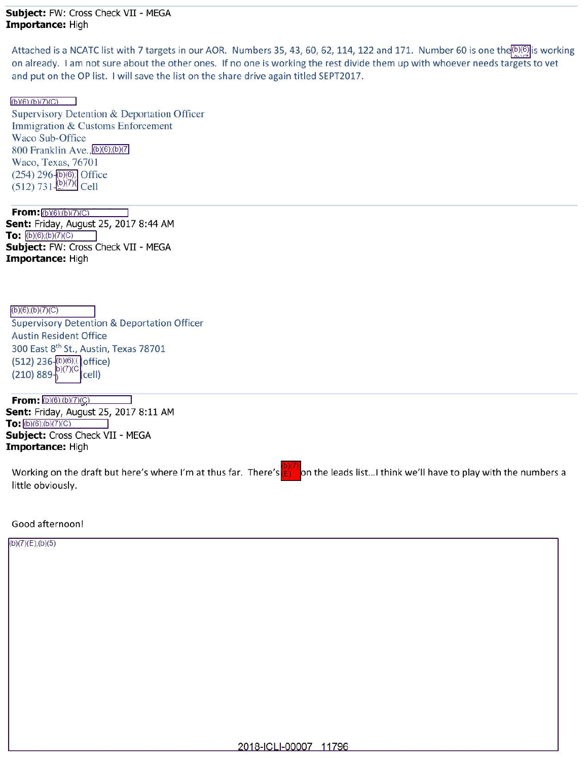**Subject:** FW: Cross Check VII - MEGA
**Importance:** High

Attached is a NCATC list with 7 targets in our AOR. Numbers 35, 43, 60, 62, 114, 122 and 171. Number 60 is one the (b)(6) is working on already. I am not sure about the other ones. If no one is working the rest divide them up with whoever needs targets to vet and put on the OP list. I will save the list on the share drive again titled SEPT2017.

(b)(6);(b)(7)(C)
Supervisory Detention & Deportation Officer
Immigration & Customs Enforcement
Waco Sub-Office
800 Franklin Ave., (b)(6);(b)(7
Waco, Texas, 76701
(254) 296-(b)(6); Office
(512) 731-(b)(7)( Cell

---

**From:** (b)(6);(b)(7)(C)
**Sent:** Friday, August 25, 2017 8:44 AM
**To:** (b)(6);(b)(7)(C)
**Subject:** FW: Cross Check VII - MEGA
**Importance:** High

(b)(6);(b)(7)(C)
Supervisory Detention & Deportation Officer
Austin Resident Office
300 East 8th St., Austin, Texas 78701
(512) 236-(b)(6);( (office)
(210) 889-b)(7)(C) (cell)

---

**From:** (b)(6);(b)(7)(C)
**Sent:** Friday, August 25, 2017 8:11 AM
**To:** (b)(6);(b)(7)(C)
**Subject:** Cross Check VII - MEGA
**Importance:** High

Working on the draft but here's where I'm at thus far. There's (b)(7)(E) on the leads list...I think we'll have to play with the numbers a little obviously.

Good afternoon!

(b)(7)(E);(b)(5)

2018-ICLI-00007 11796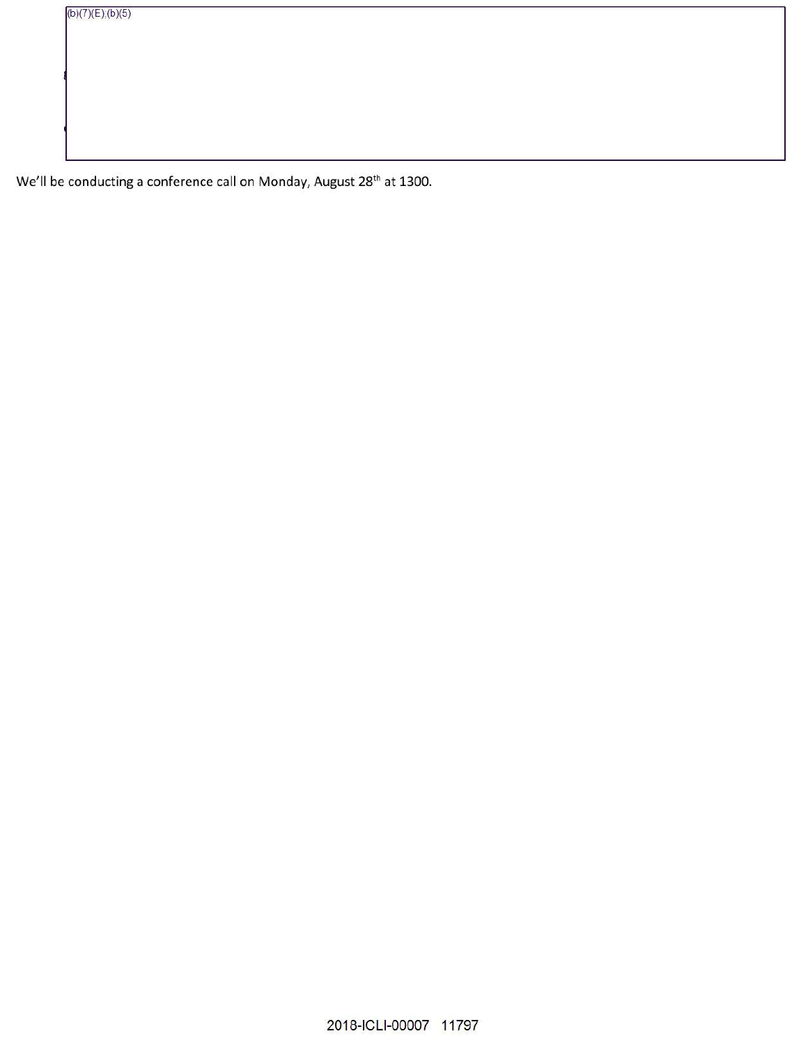(b)(7)(E);(b)(5)

We'll be conducting a conference call on Monday, August 28th at 1300.

2018-ICLI-00007 11797